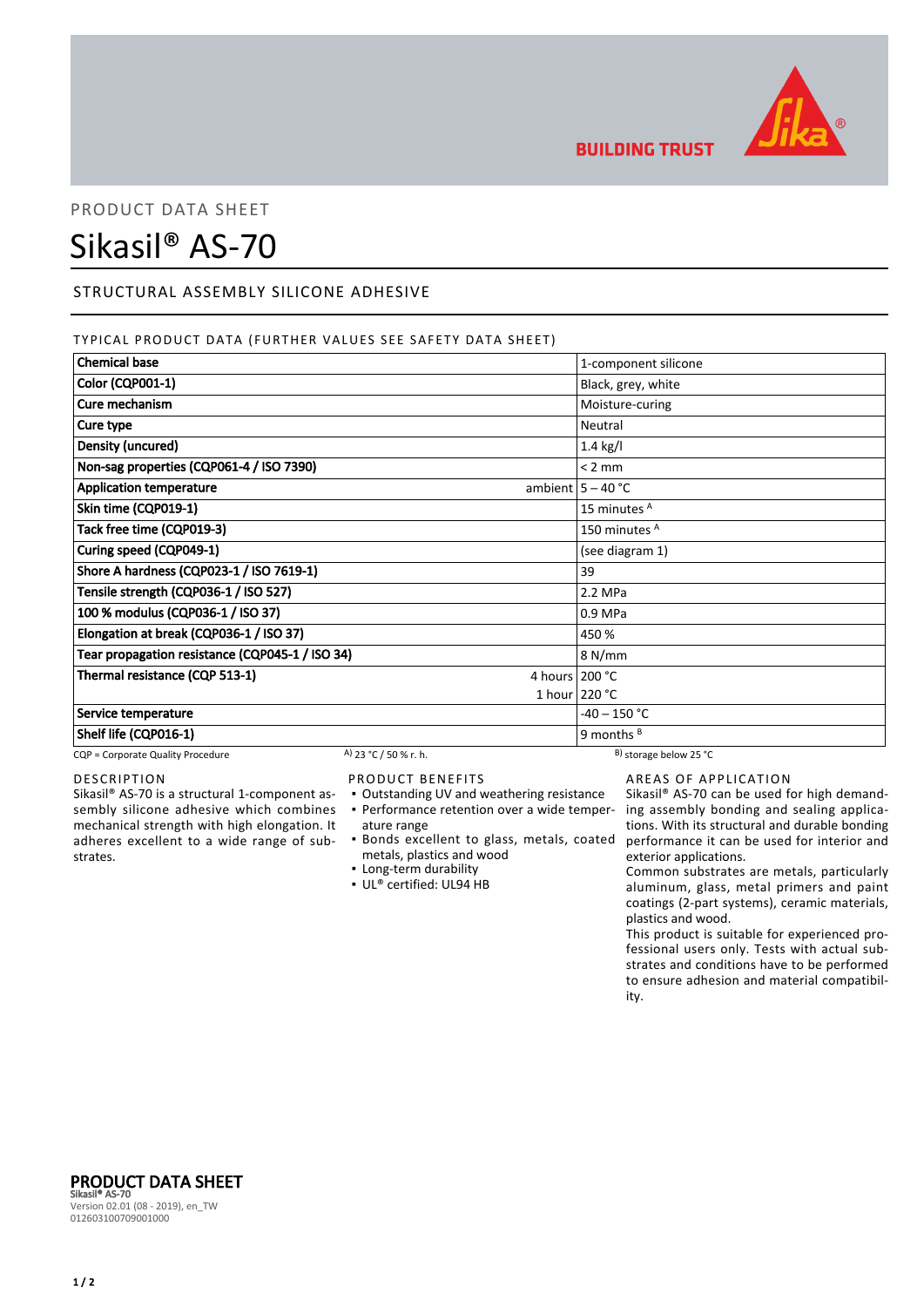PRODUCT DATA SHEET

# Sikasil® AS-70

## STRUCTURAL ASSEMBLY SILICONE ADHESIVE

### TYPICAL PRODUCT DATA (FURTHER VALUES SEE SAFETY DATA SHEET)

| Property | | Value |
|---|---|---|
| **Chemical base** | | 1-component silicone |
| **Color (CQP001-1)** | | Black, grey, white |
| **Cure mechanism** | | Moisture-curing |
| **Cure type** | | Neutral |
| **Density (uncured)** | | 1.4 kg/l |
| **Non-sag properties (CQP061-4 / ISO 7390)** | | < 2 mm |
| **Application temperature** | ambient | 5 – 40 °C |
| **Skin time (CQP019-1)** | | 15 minutes [A] |
| **Tack free time (CQP019-3)** | | 150 minutes [A] |
| **Curing speed (CQP049-1)** | | (see diagram 1) |
| **Shore A hardness (CQP023-1 / ISO 7619-1)** | | 39 |
| **Tensile strength (CQP036-1 / ISO 527)** | | 2.2 MPa |
| **100 % modulus (CQP036-1 / ISO 37)** | | 0.9 MPa |
| **Elongation at break (CQP036-1 / ISO 37)** | | 450 % |
| **Tear propagation resistance (CQP045-1 / ISO 34)** | | 8 N/mm |
| **Thermal resistance (CQP 513-1)** | 4 hours | 200 °C |
| | 1 hour | 220 °C |
| **Service temperature** | | -40 – 150 °C |
| **Shelf life (CQP016-1)** | | 9 months [B] |

CQP = Corporate Quality Procedure    [A] 23 °C / 50 % r. h.    [B] storage below 25 °C

### DESCRIPTION

Sikasil® AS-70 is a structural 1-component assembly silicone adhesive which combines mechanical strength with high elongation. It adheres excellent to a wide range of substrates.

### PRODUCT BENEFITS

- Outstanding UV and weathering resistance
- Performance retention over a wide temperature range
- Bonds excellent to glass, metals, coated metals, plastics and wood
- Long-term durability
- UL® certified: UL94 HB

### AREAS OF APPLICATION

Sikasil® AS-70 can be used for high demanding assembly bonding and sealing applications. With its structural and durable bonding performance it can be used for interior and exterior applications.

Common substrates are metals, particularly aluminum, glass, metal primers and paint coatings (2-part systems), ceramic materials, plastics and wood.

This product is suitable for experienced professional users only. Tests with actual substrates and conditions have to be performed to ensure adhesion and material compatibility.

**PRODUCT DATA SHEET**
**Sikasil® AS-70**
Version 02.01 (08 - 2019), en_TW
012603100709001000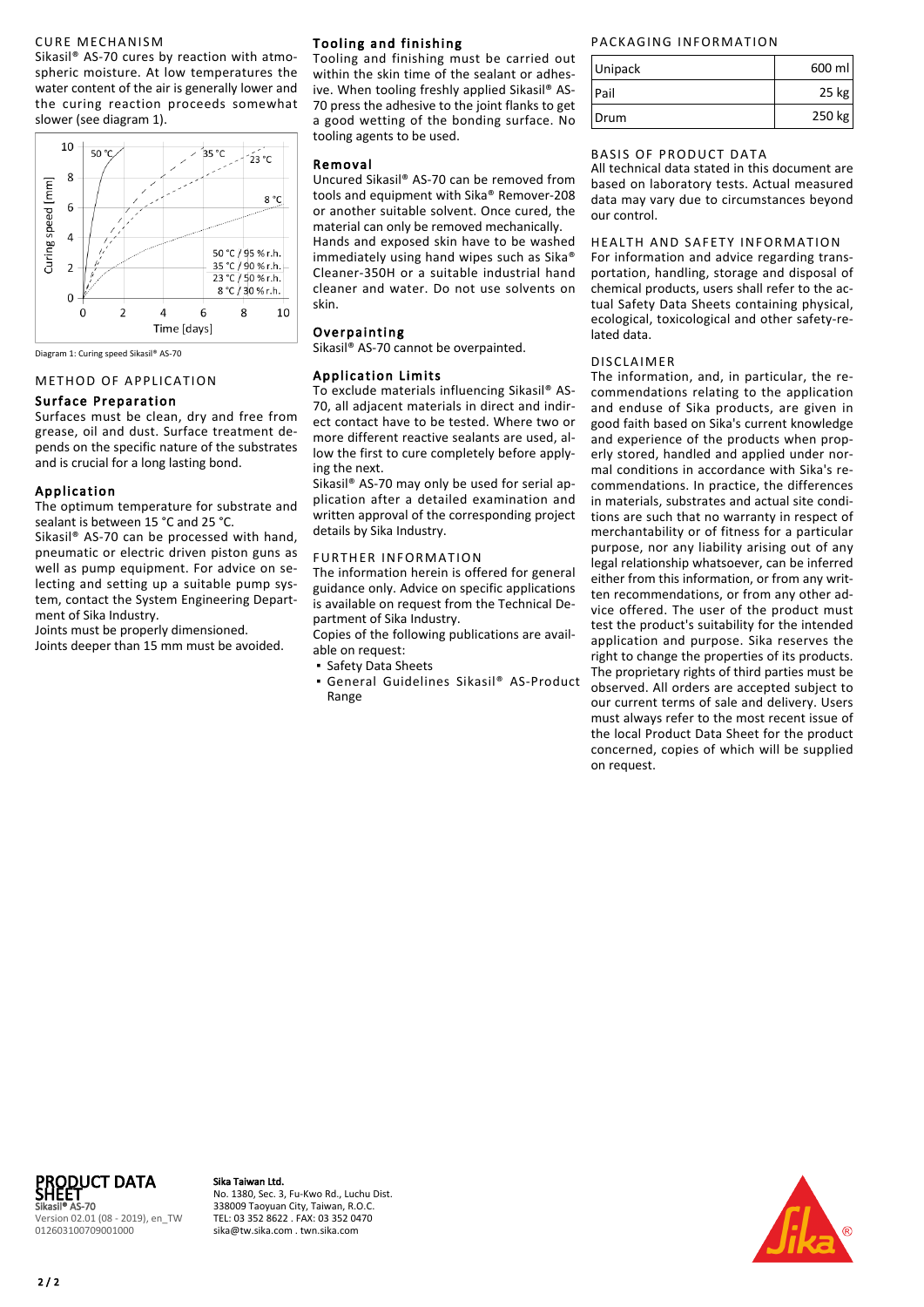## CURE MECHANISM

Sikasil® AS-70 cures by reaction with atmospheric moisture. At low temperatures the water content of the air is generally lower and the curing reaction proceeds somewhat slower (see diagram 1).

Curing speed [mm]
10
8
6
4
2
0
0 2 4 6 8 10
Time [days]
50 °C
35 °C
23 °C
8 °C
50 °C / 95 % r.h.
35 °C / 90 % r.h.
23 °C / 50 % r.h.
8 °C / 30 % r.h.

Diagram 1: Curing speed Sikasil® AS-70

## METHOD OF APPLICATION

### Surface Preparation

Surfaces must be clean, dry and free from grease, oil and dust. Surface treatment depends on the specific nature of the substrates and is crucial for a long lasting bond.

### Application

The optimum temperature for substrate and sealant is between 15 °C and 25 °C.

Sikasil® AS-70 can be processed with hand, pneumatic or electric driven piston guns as well as pump equipment. For advice on selecting and setting up a suitable pump system, contact the System Engineering Department of Sika Industry.

Joints must be properly dimensioned.

Joints deeper than 15 mm must be avoided.

### Tooling and finishing

Tooling and finishing must be carried out within the skin time of the sealant or adhesive. When tooling freshly applied Sikasil® AS-70 press the adhesive to the joint flanks to get a good wetting of the bonding surface. No tooling agents to be used.

### Removal

Uncured Sikasil® AS-70 can be removed from tools and equipment with Sika® Remover-208 or another suitable solvent. Once cured, the material can only be removed mechanically.

Hands and exposed skin have to be washed immediately using hand wipes such as Sika® Cleaner-350H or a suitable industrial hand cleaner and water. Do not use solvents on skin.

### Overpainting

Sikasil® AS-70 cannot be overpainted.

### Application Limits

To exclude materials influencing Sikasil® AS-70, all adjacent materials in direct and indirect contact have to be tested. Where two or more different reactive sealants are used, allow the first to cure completely before applying the next.

Sikasil® AS-70 may only be used for serial application after a detailed examination and written approval of the corresponding project details by Sika Industry.

## FURTHER INFORMATION

The information herein is offered for general guidance only. Advice on specific applications is available on request from the Technical Department of Sika Industry.

Copies of the following publications are available on request:

- Safety Data Sheets
- General Guidelines Sikasil® AS-Product Range

## PACKAGING INFORMATION

| | |
|---|---|
| Unipack | 600 ml |
| Pail | 25 kg |
| Drum | 250 kg |

## BASIS OF PRODUCT DATA

All technical data stated in this document are based on laboratory tests. Actual measured data may vary due to circumstances beyond our control.

## HEALTH AND SAFETY INFORMATION

For information and advice regarding transportation, handling, storage and disposal of chemical products, users shall refer to the actual Safety Data Sheets containing physical, ecological, toxicological and other safety-related data.

## DISCLAIMER

The information, and, in particular, the recommendations relating to the application and enduse of Sika products, are given in good faith based on Sika's current knowledge and experience of the products when properly stored, handled and applied under normal conditions in accordance with Sika's recommendations. In practice, the differences in materials, substrates and actual site conditions are such that no warranty in respect of merchantability or of fitness for a particular purpose, nor any liability arising out of any legal relationship whatsoever, can be inferred either from this information, or from any written recommendations, or from any other advice offered. The user of the product must test the product's suitability for the intended application and purpose. Sika reserves the right to change the properties of its products. The proprietary rights of third parties must be observed. All orders are accepted subject to our current terms of sale and delivery. Users must always refer to the most recent issue of the local Product Data Sheet for the product concerned, copies of which will be supplied on request.

**PRODUCT DATA SHEET**
**Sikasil® AS-70**
Version 02.01 (08 - 2019), en_TW
012603100709001000

**Sika Taiwan Ltd.**
No. 1380, Sec. 3, Fu-Kwo Rd., Luchu Dist.
338009 Taoyuan City, Taiwan, R.O.C.
TEL: 03 352 8622 . FAX: 03 352 0470
sika@tw.sika.com . twn.sika.com